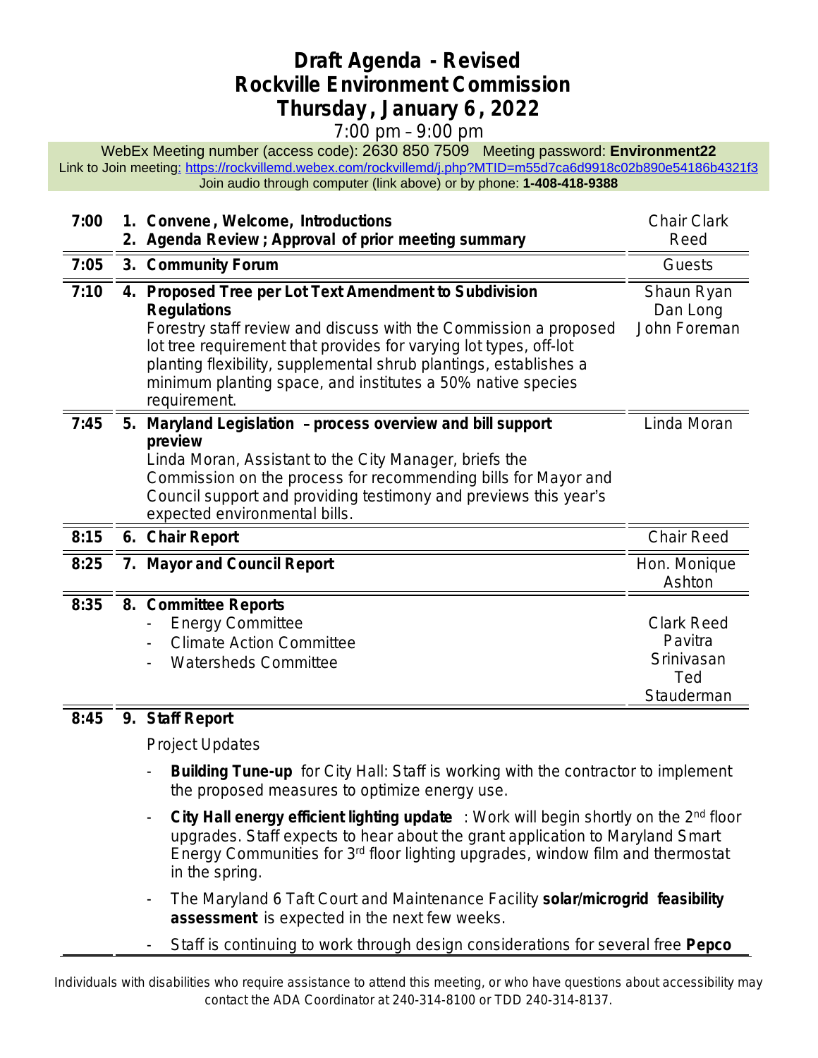# Draft Agenda - Revised
# Rockville Environment Commission
# Thursday, January 6, 2022

7:00 pm – 9:00 pm

WebEx Meeting number (access code): 2630 850 7509 Meeting password: **Environment22**
Link to Join meeting: https://rockvillemd.webex.com/rockvillemd/j.php?MTID=m55d7ca6d9918c02b890e54186b4321f3
Join audio through computer (link above) or by phone: **1-408-418-9388**

| Time | Item | Presenter |
|---|---|---|
| **7:00** | **1. Convene, Welcome, Introductions**<br>**2. Agenda Review; Approval of prior meeting summary** | Chair Clark Reed |
| **7:05** | **3. Community Forum** | Guests |
| **7:10** | **4. Proposed Tree per Lot Text Amendment to Subdivision Regulations**<br>Forestry staff review and discuss with the Commission a proposed lot tree requirement that provides for varying lot types, off-lot planting flexibility, supplemental shrub plantings, establishes a minimum planting space, and institutes a 50% native species requirement. | Shaun Ryan<br>Dan Long<br>John Foreman |
| **7:45** | **5. Maryland Legislation – process overview and bill support preview**<br>Linda Moran, Assistant to the City Manager, briefs the Commission on the process for recommending bills for Mayor and Council support and providing testimony and previews this year's expected environmental bills. | Linda Moran |
| **8:15** | **6. Chair Report** | Chair Reed |
| **8:25** | **7. Mayor and Council Report** | Hon. Monique Ashton |
| **8:35** | **8. Committee Reports**<br>- Energy Committee<br>- Climate Action Committee<br>- Watersheds Committee | Clark Reed<br>Pavitra Srinivasan<br>Ted Stauderman |
| **8:45** | **9. Staff Report**<br>Project Updates<br>- **Building Tune-up** for City Hall: Staff is working with the contractor to implement the proposed measures to optimize energy use.<br>- **City Hall energy efficient lighting update**: Work will begin shortly on the 2nd floor upgrades. Staff expects to hear about the grant application to Maryland Smart Energy Communities for 3rd floor lighting upgrades, window film and thermostat in the spring.<br>- The Maryland 6 Taft Court and Maintenance Facility **solar/microgrid feasibility assessment** is expected in the next few weeks.<br>- Staff is continuing to work through design considerations for several free **Pepco** | |

Individuals with disabilities who require assistance to attend this meeting, or who have questions about accessibility may contact the ADA Coordinator at 240-314-8100 or TDD 240-314-8137.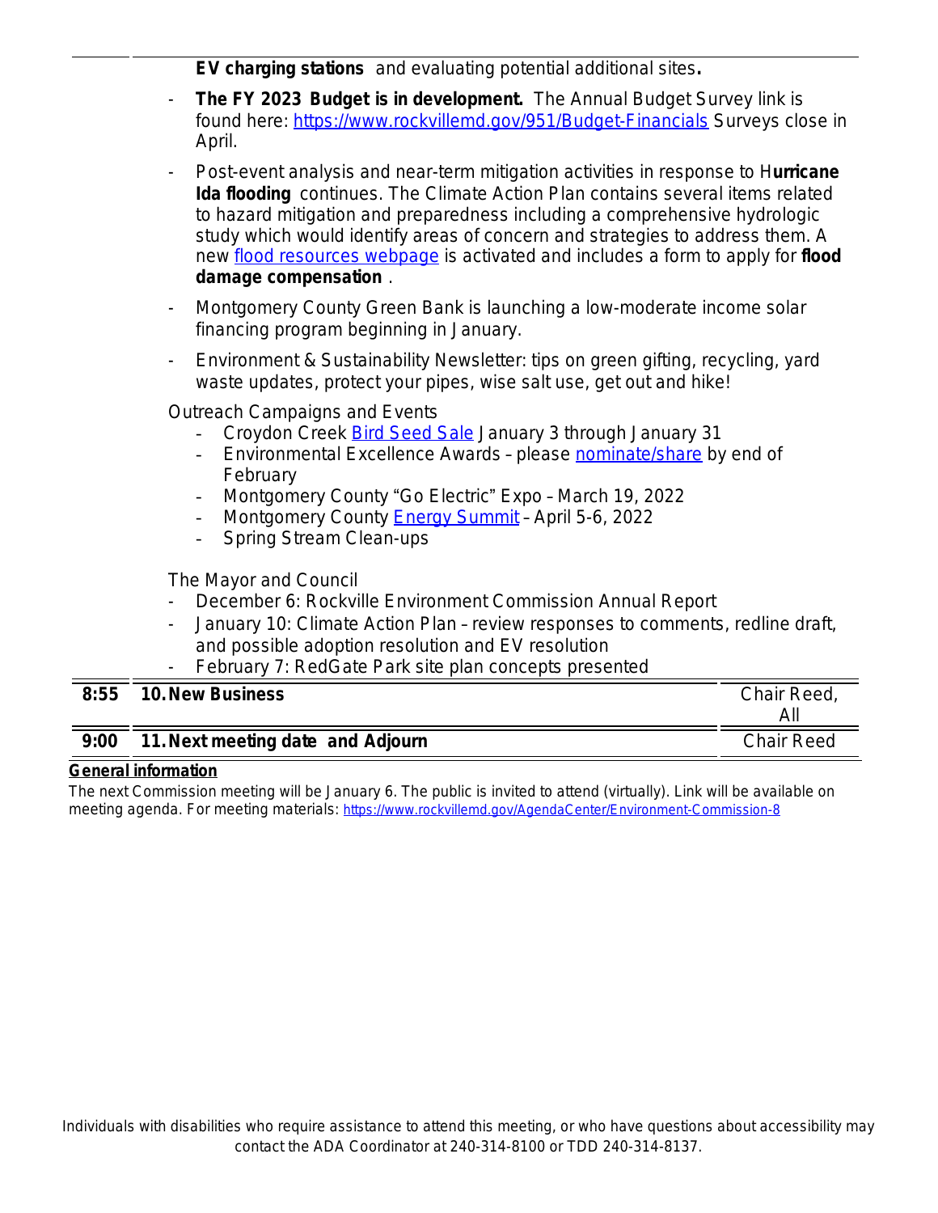**EV charging stations** and evaluating potential additional sites**.**

- **The FY 2023 Budget is in development.** The Annual Budget Survey link is found here: https://www.rockvillemd.gov/951/Budget-Financials Surveys close in April.
- Post-event analysis and near-term mitigation activities in response to H**urricane Ida flooding** continues. The Climate Action Plan contains several items related to hazard mitigation and preparedness including a comprehensive hydrologic study which would identify areas of concern and strategies to address them. A new flood resources webpage is activated and includes a form to apply for **flood damage compensation** .
- Montgomery County Green Bank is launching a low-moderate income solar financing program beginning in January.
- Environment & Sustainability Newsletter: tips on green gifting, recycling, yard waste updates, protect your pipes, wise salt use, get out and hike!

Outreach Campaigns and Events

- Croydon Creek Bird Seed Sale January 3 through January 31
- Environmental Excellence Awards – please nominate/share by end of February
- Montgomery County "Go Electric" Expo – March 19, 2022
- Montgomery County Energy Summit – April 5-6, 2022
- Spring Stream Clean-ups

The Mayor and Council

- December 6: Rockville Environment Commission Annual Report
- January 10: Climate Action Plan – review responses to comments, redline draft, and possible adoption resolution and EV resolution
- February 7: RedGate Park site plan concepts presented

| | | |
|---|---|---|
| **8:55** | **10. New Business** | Chair Reed, All |
| **9:00** | **11. Next meeting date and Adjourn** | Chair Reed |

**General information**

The next Commission meeting will be January 6. The public is invited to attend (virtually). Link will be available on meeting agenda. For meeting materials: https://www.rockvillemd.gov/AgendaCenter/Environment-Commission-8

Individuals with disabilities who require assistance to attend this meeting, or who have questions about accessibility may contact the ADA Coordinator at 240-314-8100 or TDD 240-314-8137.